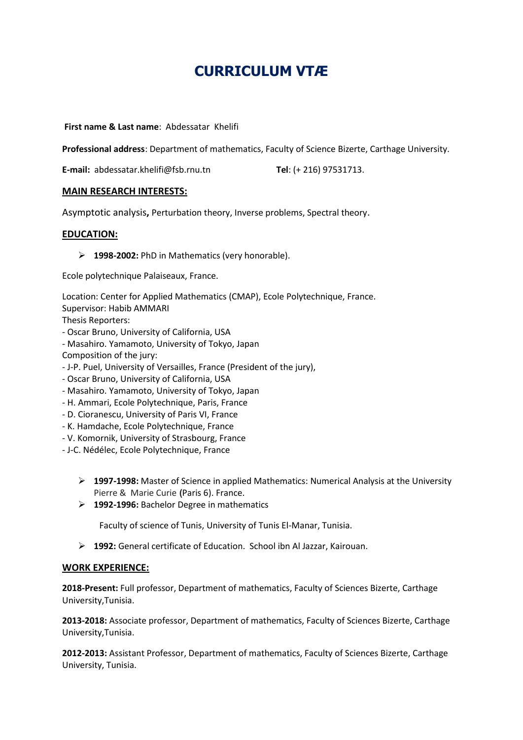# CURRICULUM VTÆ

**First name & Last name**: Abdessatar Khelifi

**Professional address**: Department of mathematics, Faculty of Science Bizerte, Carthage University.

**E-mail:** abdessatar.khelifi@fsb.rnu.tn **Tel**: (+ 216) 97531713.

## MAIN RESEARCH INTERESTS:

Asymptotic analysis**,** Perturbation theory, Inverse problems, Spectral theory.

## EDUCATION:

- **1998-2002:** PhD in Mathematics (very honorable).

Ecole polytechnique Palaiseaux, France.

Location: Center for Applied Mathematics (CMAP), Ecole Polytechnique, France.
Supervisor: Habib AMMARI
Thesis Reporters:
- Oscar Bruno, University of California, USA
- Masahiro. Yamamoto, University of Tokyo, Japan

Composition of the jury:
- J-P. Puel, University of Versailles, France (President of the jury),
- Oscar Bruno, University of California, USA
- Masahiro. Yamamoto, University of Tokyo, Japan
- H. Ammari, Ecole Polytechnique, Paris, France
- D. Cioranescu, University of Paris VI, France
- K. Hamdache, Ecole Polytechnique, France
- V. Komornik, University of Strasbourg, France
- J-C. Nédélec, Ecole Polytechnique, France

- **1997-1998:** Master of Science in applied Mathematics: Numerical Analysis at the University Pierre & Marie Curie (Paris 6). France.
- **1992-1996:** Bachelor Degree in mathematics

  Faculty of science of Tunis, University of Tunis El-Manar, Tunisia.

- **1992:** General certificate of Education. School ibn Al Jazzar, Kairouan.

## WORK EXPERIENCE:

**2018-Present:** Full professor, Department of mathematics, Faculty of Sciences Bizerte, Carthage University,Tunisia.

**2013-2018:** Associate professor, Department of mathematics, Faculty of Sciences Bizerte, Carthage University,Tunisia.

**2012-2013:** Assistant Professor, Department of mathematics, Faculty of Sciences Bizerte, Carthage University, Tunisia.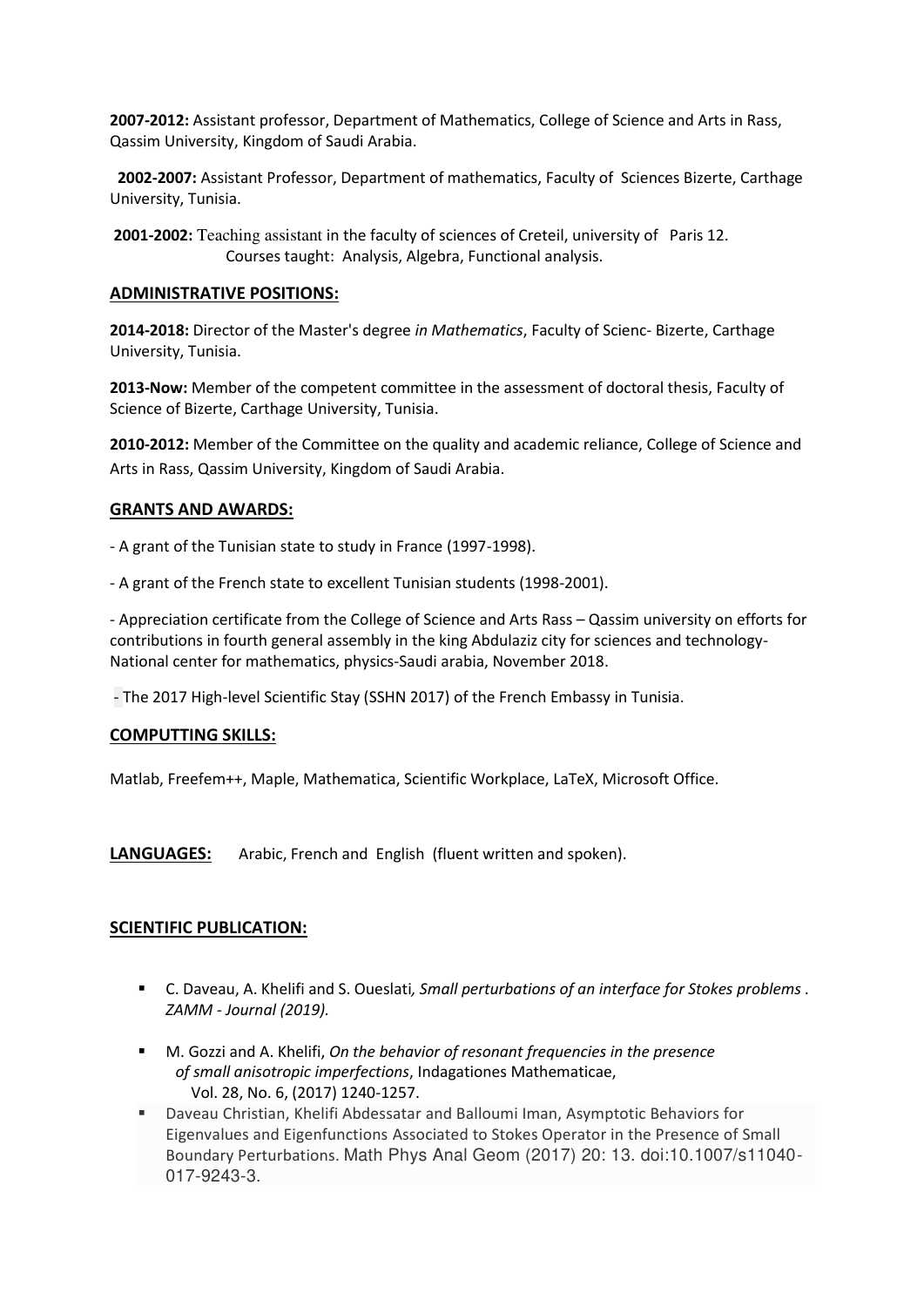**2007-2012:** Assistant professor, Department of Mathematics, College of Science and Arts in Rass, Qassim University, Kingdom of Saudi Arabia.

**2002-2007:** Assistant Professor, Department of mathematics, Faculty of Sciences Bizerte, Carthage University, Tunisia.

**2001-2002:** Teaching assistant in the faculty of sciences of Creteil, university of Paris 12.
Courses taught: Analysis, Algebra, Functional analysis.

## ADMINISTRATIVE POSITIONS:

**2014-2018:** Director of the Master's degree *in Mathematics*, Faculty of Scienc- Bizerte, Carthage University, Tunisia.

**2013-Now:** Member of the competent committee in the assessment of doctoral thesis, Faculty of Science of Bizerte, Carthage University, Tunisia.

**2010-2012:** Member of the Committee on the quality and academic reliance, College of Science and Arts in Rass, Qassim University, Kingdom of Saudi Arabia.

## GRANTS AND AWARDS:

- A grant of the Tunisian state to study in France (1997-1998).

- A grant of the French state to excellent Tunisian students (1998-2001).

- Appreciation certificate from the College of Science and Arts Rass – Qassim university on efforts for contributions in fourth general assembly in the king Abdulaziz city for sciences and technology- National center for mathematics, physics-Saudi arabia, November 2018.

- The 2017 High-level Scientific Stay (SSHN 2017) of the French Embassy in Tunisia.

## COMPUTTING SKILLS:

Matlab, Freefem++, Maple, Mathematica, Scientific Workplace, LaTeX, Microsoft Office.

## LANGUAGES:

Arabic, French and English (fluent written and spoken).

## SCIENTIFIC PUBLICATION:

- C. Daveau, A. Khelifi and S. Oueslati*, Small perturbations of an interface for Stokes problems*. *ZAMM - Journal (2019).*
- M. Gozzi and A. Khelifi, *On the behavior of resonant frequencies in the presence of small anisotropic imperfections*, Indagationes Mathematicae, Vol. 28, No. 6, (2017) 1240-1257.
- Daveau Christian, Khelifi Abdessatar and Balloumi Iman, Asymptotic Behaviors for Eigenvalues and Eigenfunctions Associated to Stokes Operator in the Presence of Small Boundary Perturbations. Math Phys Anal Geom (2017) 20: 13. doi:10.1007/s11040-017-9243-3.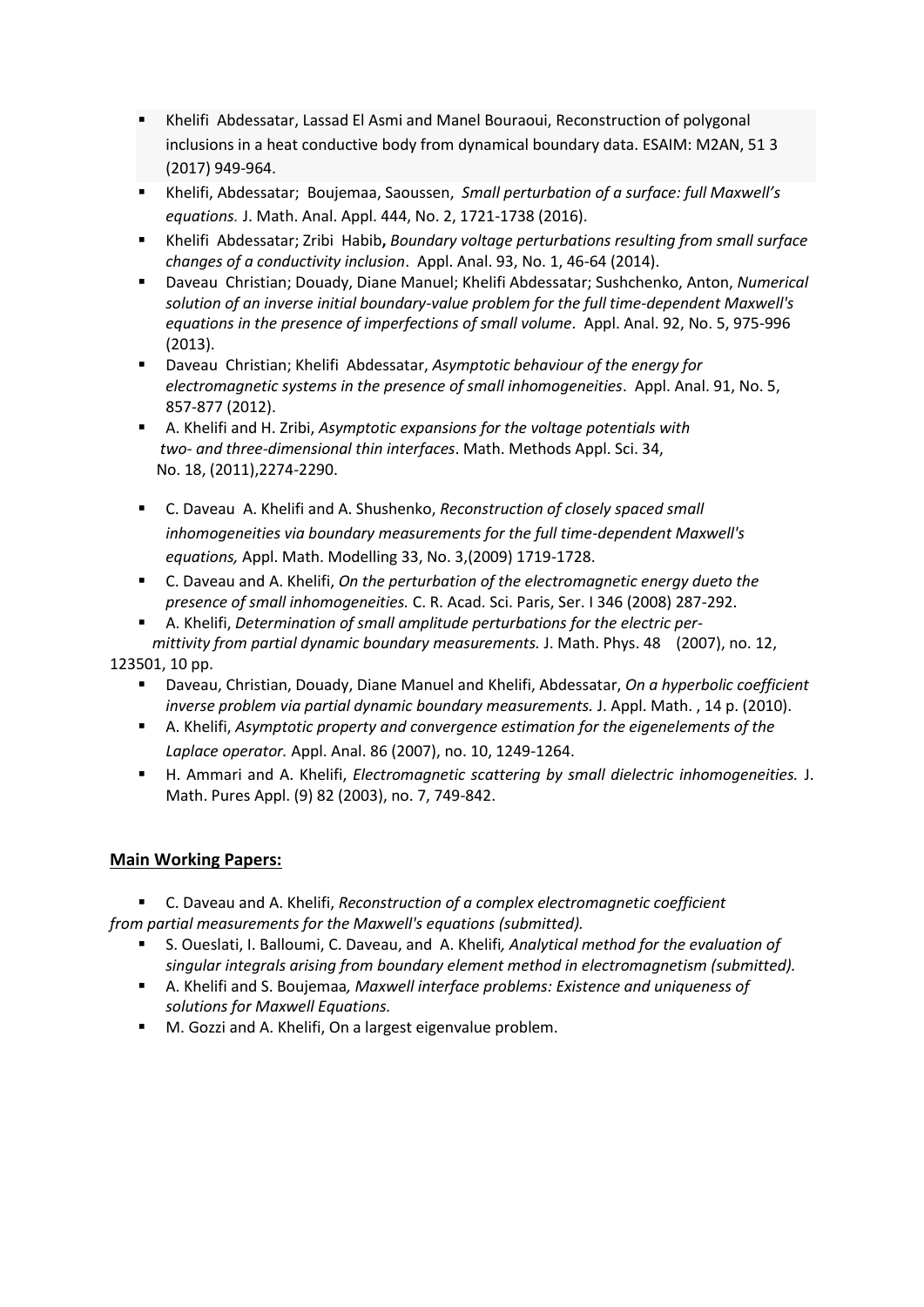- Khelifi Abdessatar, Lassad El Asmi and Manel Bouraoui, Reconstruction of polygonal inclusions in a heat conductive body from dynamical boundary data. ESAIM: M2AN, 51 3 (2017) 949-964.
- Khelifi, Abdessatar; Boujemaa, Saoussen, *Small perturbation of a surface: full Maxwell's equations.* J. Math. Anal. Appl. 444, No. 2, 1721-1738 (2016).
- Khelifi Abdessatar; Zribi Habib**,** *Boundary voltage perturbations resulting from small surface changes of a conductivity inclusion*. Appl. Anal. 93, No. 1, 46-64 (2014).
- Daveau Christian; Douady, Diane Manuel; Khelifi Abdessatar; Sushchenko, Anton, *Numerical solution of an inverse initial boundary-value problem for the full time-dependent Maxwell's equations in the presence of imperfections of small volume*. Appl. Anal. 92, No. 5, 975-996 (2013).
- Daveau Christian; Khelifi Abdessatar, *Asymptotic behaviour of the energy for electromagnetic systems in the presence of small inhomogeneities*. Appl. Anal. 91, No. 5, 857-877 (2012).
- A. Khelifi and H. Zribi, *Asymptotic expansions for the voltage potentials with two- and three-dimensional thin interfaces*. Math. Methods Appl. Sci. 34, No. 18, (2011),2274-2290.
- C. Daveau A. Khelifi and A. Shushenko, *Reconstruction of closely spaced small inhomogeneities via boundary measurements for the full time-dependent Maxwell's equations,* Appl. Math. Modelling 33, No. 3,(2009) 1719-1728.
- C. Daveau and A. Khelifi, *On the perturbation of the electromagnetic energy dueto the presence of small inhomogeneities.* C. R. Acad. Sci. Paris, Ser. I 346 (2008) 287-292.
- A. Khelifi, *Determination of small amplitude perturbations for the electric permittivity from partial dynamic boundary measurements.* J. Math. Phys. 48 (2007), no. 12, 123501, 10 pp.
- Daveau, Christian, Douady, Diane Manuel and Khelifi, Abdessatar, *On a hyperbolic coefficient inverse problem via partial dynamic boundary measurements.* J. Appl. Math. , 14 p. (2010).
- A. Khelifi, *Asymptotic property and convergence estimation for the eigenelements of the Laplace operator.* Appl. Anal. 86 (2007), no. 10, 1249-1264.
- H. Ammari and A. Khelifi, *Electromagnetic scattering by small dielectric inhomogeneities.* J. Math. Pures Appl. (9) 82 (2003), no. 7, 749-842.

**Main Working Papers:**

- C. Daveau and A. Khelifi, *Reconstruction of a complex electromagnetic coefficient from partial measurements for the Maxwell's equations (submitted).*
- S. Oueslati, I. Balloumi, C. Daveau, and A. Khelifi*, Analytical method for the evaluation of singular integrals arising from boundary element method in electromagnetism (submitted).*
- A. Khelifi and S. Boujemaa*, Maxwell interface problems: Existence and uniqueness of solutions for Maxwell Equations.*
- M. Gozzi and A. Khelifi, On a largest eigenvalue problem.